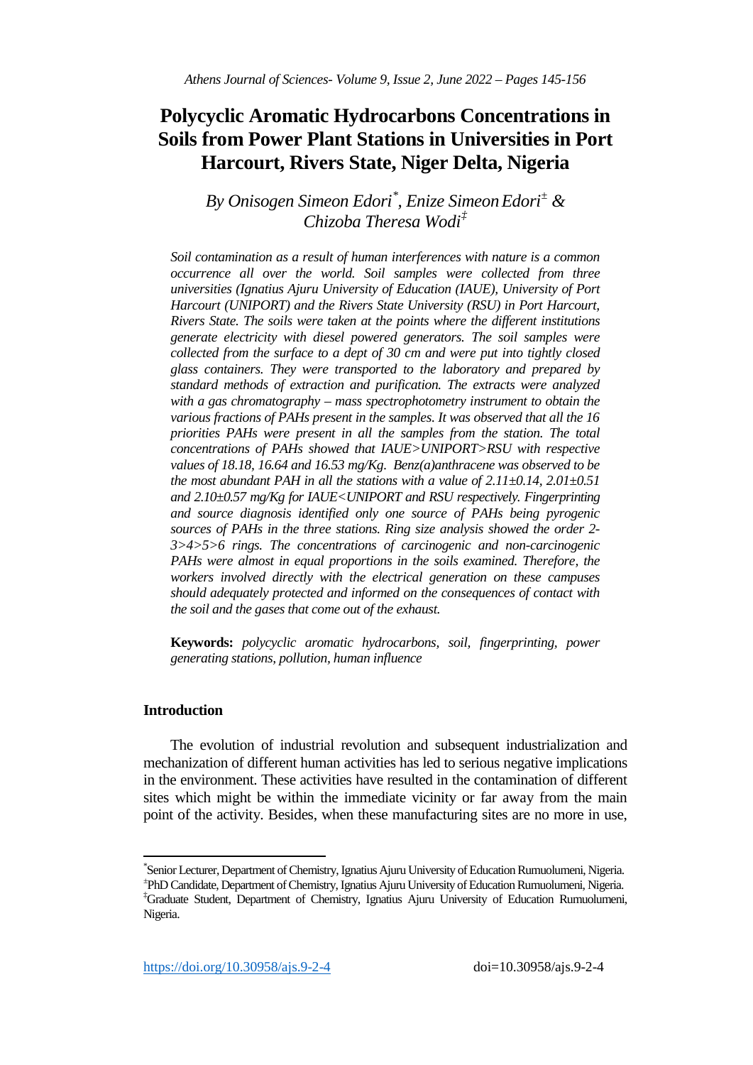# Polycyclic Aromatic Hydrocarbons Concentrations in Soils from Power Plant Stations in Universities in Port Harcourt, Rivers State, Niger Delta, Nigeria

*By Onisogen Simeon Edori[*], Enize Simeon Edori[±] & Chizoba Theresa Wodi[‡]*

*Soil contamination as a result of human interferences with nature is a common occurrence all over the world. Soil samples were collected from three universities (Ignatius Ajuru University of Education (IAUE), University of Port Harcourt (UNIPORT) and the Rivers State University (RSU) in Port Harcourt, Rivers State. The soils were taken at the points where the different institutions generate electricity with diesel powered generators. The soil samples were collected from the surface to a dept of 30 cm and were put into tightly closed glass containers. They were transported to the laboratory and prepared by standard methods of extraction and purification. The extracts were analyzed with a gas chromatography – mass spectrophotometry instrument to obtain the various fractions of PAHs present in the samples. It was observed that all the 16 priorities PAHs were present in all the samples from the station. The total concentrations of PAHs showed that IAUE>UNIPORT>RSU with respective values of 18.18, 16.64 and 16.53 mg/Kg. Benz(a)anthracene was observed to be the most abundant PAH in all the stations with a value of 2.11±0.14, 2.01±0.51 and 2.10±0.57 mg/Kg for IAUE<UNIPORT and RSU respectively. Fingerprinting and source diagnosis identified only one source of PAHs being pyrogenic sources of PAHs in the three stations. Ring size analysis showed the order 2-3>4>5>6 rings. The concentrations of carcinogenic and non-carcinogenic PAHs were almost in equal proportions in the soils examined. Therefore, the workers involved directly with the electrical generation on these campuses should adequately protected and informed on the consequences of contact with the soil and the gases that come out of the exhaust.*

**Keywords:** *polycyclic aromatic hydrocarbons, soil, fingerprinting, power generating stations, pollution, human influence*

## Introduction

The evolution of industrial revolution and subsequent industrialization and mechanization of different human activities has led to serious negative implications in the environment. These activities have resulted in the contamination of different sites which might be within the immediate vicinity or far away from the main point of the activity. Besides, when these manufacturing sites are no more in use,

---

[*] Senior Lecturer, Department of Chemistry, Ignatius Ajuru University of Education Rumuolumeni, Nigeria.
[±] PhD Candidate, Department of Chemistry, Ignatius Ajuru University of Education Rumuolumeni, Nigeria.
[‡] Graduate Student, Department of Chemistry, Ignatius Ajuru University of Education Rumuolumeni, Nigeria.

https://doi.org/10.30958/ajs.9-2-4 doi=10.30958/ajs.9-2-4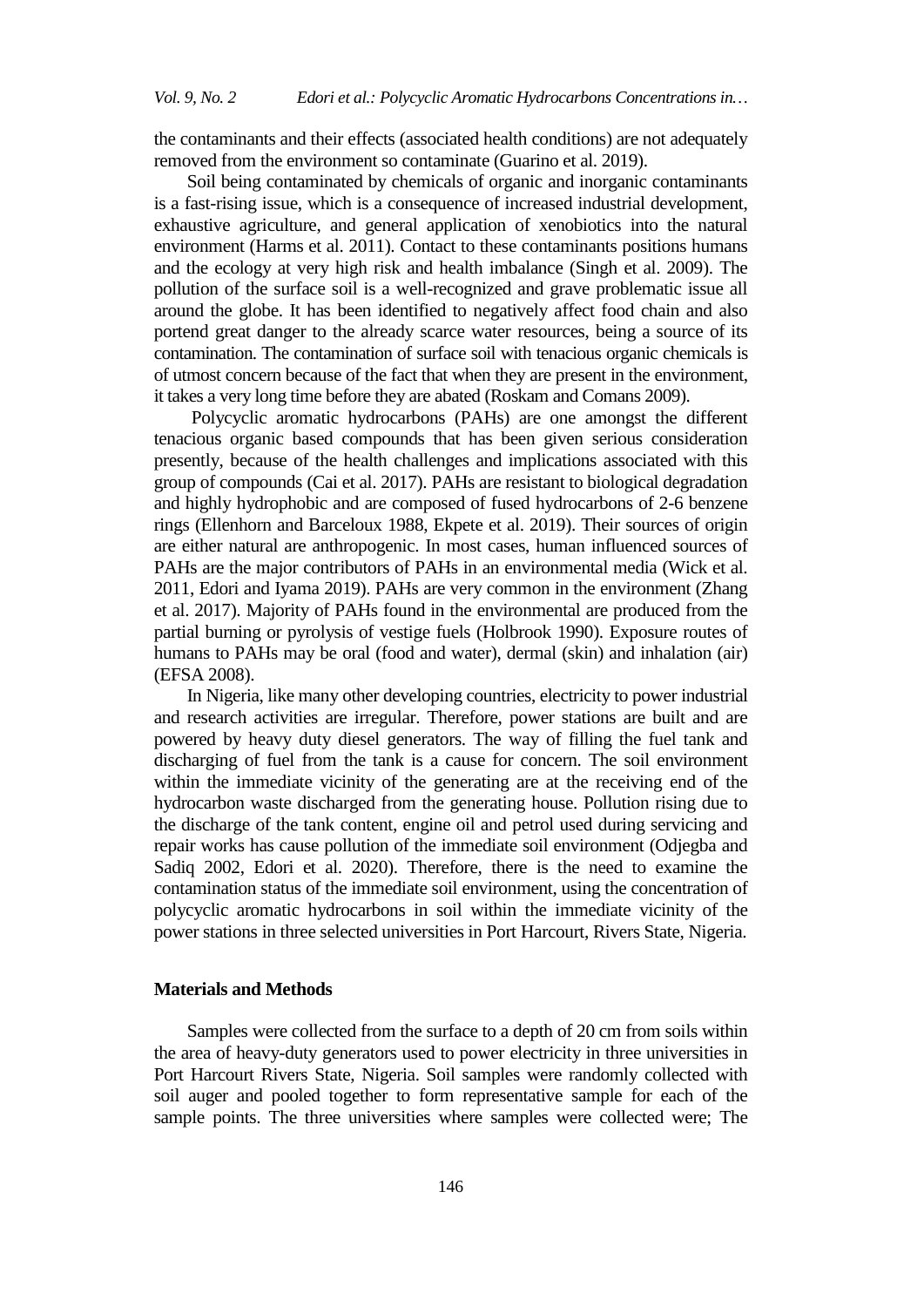the contaminants and their effects (associated health conditions) are not adequately removed from the environment so contaminate (Guarino et al. 2019).

Soil being contaminated by chemicals of organic and inorganic contaminants is a fast-rising issue, which is a consequence of increased industrial development, exhaustive agriculture, and general application of xenobiotics into the natural environment (Harms et al. 2011). Contact to these contaminants positions humans and the ecology at very high risk and health imbalance (Singh et al. 2009). The pollution of the surface soil is a well-recognized and grave problematic issue all around the globe. It has been identified to negatively affect food chain and also portend great danger to the already scarce water resources, being a source of its contamination. The contamination of surface soil with tenacious organic chemicals is of utmost concern because of the fact that when they are present in the environment, it takes a very long time before they are abated (Roskam and Comans 2009).

Polycyclic aromatic hydrocarbons (PAHs) are one amongst the different tenacious organic based compounds that has been given serious consideration presently, because of the health challenges and implications associated with this group of compounds (Cai et al. 2017). PAHs are resistant to biological degradation and highly hydrophobic and are composed of fused hydrocarbons of 2-6 benzene rings (Ellenhorn and Barceloux 1988, Ekpete et al. 2019). Their sources of origin are either natural are anthropogenic. In most cases, human influenced sources of PAHs are the major contributors of PAHs in an environmental media (Wick et al. 2011, Edori and Iyama 2019). PAHs are very common in the environment (Zhang et al. 2017). Majority of PAHs found in the environmental are produced from the partial burning or pyrolysis of vestige fuels (Holbrook 1990). Exposure routes of humans to PAHs may be oral (food and water), dermal (skin) and inhalation (air) (EFSA 2008).

In Nigeria, like many other developing countries, electricity to power industrial and research activities are irregular. Therefore, power stations are built and are powered by heavy duty diesel generators. The way of filling the fuel tank and discharging of fuel from the tank is a cause for concern. The soil environment within the immediate vicinity of the generating are at the receiving end of the hydrocarbon waste discharged from the generating house. Pollution rising due to the discharge of the tank content, engine oil and petrol used during servicing and repair works has cause pollution of the immediate soil environment (Odjegba and Sadiq 2002, Edori et al. 2020). Therefore, there is the need to examine the contamination status of the immediate soil environment, using the concentration of polycyclic aromatic hydrocarbons in soil within the immediate vicinity of the power stations in three selected universities in Port Harcourt, Rivers State, Nigeria.

## Materials and Methods

Samples were collected from the surface to a depth of 20 cm from soils within the area of heavy-duty generators used to power electricity in three universities in Port Harcourt Rivers State, Nigeria. Soil samples were randomly collected with soil auger and pooled together to form representative sample for each of the sample points. The three universities where samples were collected were; The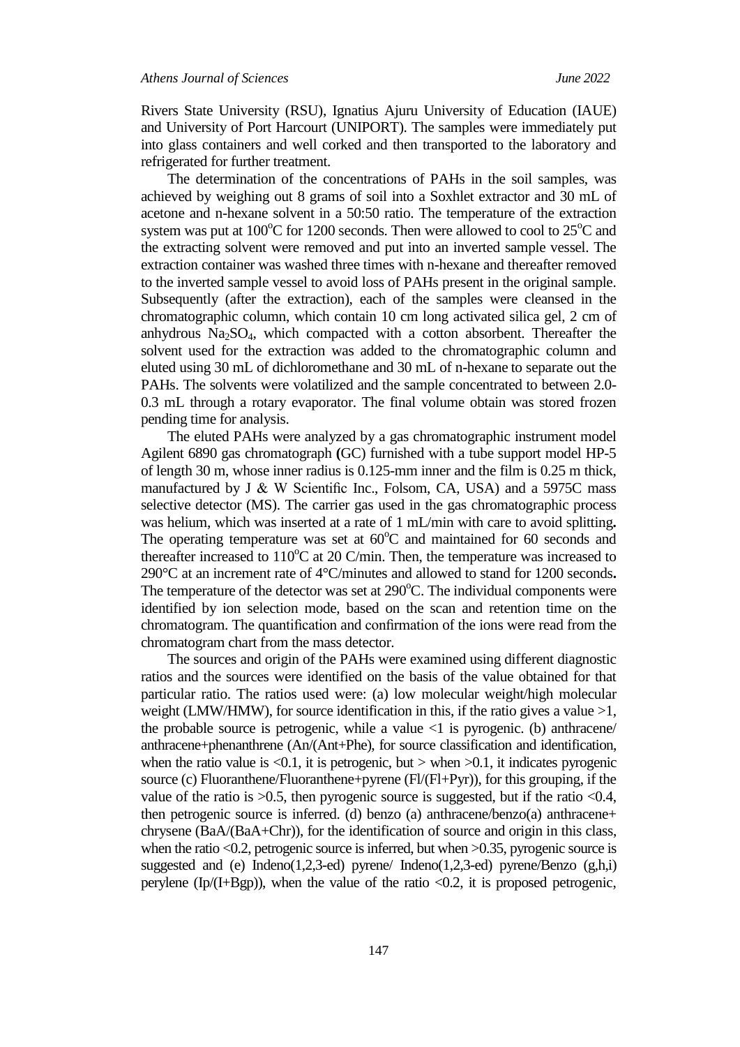Rivers State University (RSU), Ignatius Ajuru University of Education (IAUE) and University of Port Harcourt (UNIPORT). The samples were immediately put into glass containers and well corked and then transported to the laboratory and refrigerated for further treatment.

The determination of the concentrations of PAHs in the soil samples, was achieved by weighing out 8 grams of soil into a Soxhlet extractor and 30 mL of acetone and n-hexane solvent in a 50:50 ratio. The temperature of the extraction system was put at 100$^o$C for 1200 seconds. Then were allowed to cool to 25$^o$C and the extracting solvent were removed and put into an inverted sample vessel. The extraction container was washed three times with n-hexane and thereafter removed to the inverted sample vessel to avoid loss of PAHs present in the original sample. Subsequently (after the extraction), each of the samples were cleansed in the chromatographic column, which contain 10 cm long activated silica gel, 2 cm of anhydrous $Na_2SO_4$, which compacted with a cotton absorbent. Thereafter the solvent used for the extraction was added to the chromatographic column and eluted using 30 mL of dichloromethane and 30 mL of n-hexane to separate out the PAHs. The solvents were volatilized and the sample concentrated to between 2.0-0.3 mL through a rotary evaporator. The final volume obtain was stored frozen pending time for analysis.

The eluted PAHs were analyzed by a gas chromatographic instrument model Agilent 6890 gas chromatograph **(**GC) furnished with a tube support model HP-5 of length 30 m, whose inner radius is 0.125-mm inner and the film is 0.25 m thick, manufactured by J & W Scientific Inc., Folsom, CA, USA) and a 5975C mass selective detector (MS). The carrier gas used in the gas chromatographic process was helium, which was inserted at a rate of 1 mL/min with care to avoid splitting**.** The operating temperature was set at 60$^o$C and maintained for 60 seconds and thereafter increased to 110$^o$C at 20 C/min. Then, the temperature was increased to 290°C at an increment rate of 4°C/minutes and allowed to stand for 1200 seconds**.** The temperature of the detector was set at 290$^o$C. The individual components were identified by ion selection mode, based on the scan and retention time on the chromatogram. The quantification and confirmation of the ions were read from the chromatogram chart from the mass detector.

The sources and origin of the PAHs were examined using different diagnostic ratios and the sources were identified on the basis of the value obtained for that particular ratio. The ratios used were: (a) low molecular weight/high molecular weight (LMW/HMW), for source identification in this, if the ratio gives a value >1, the probable source is petrogenic, while a value <1 is pyrogenic. (b) anthracene/ anthracene+phenanthrene (An/(Ant+Phe), for source classification and identification, when the ratio value is <0.1, it is petrogenic, but > when >0.1, it indicates pyrogenic source (c) Fluoranthene/Fluoranthene+pyrene (Fl/(Fl+Pyr)), for this grouping, if the value of the ratio is >0.5, then pyrogenic source is suggested, but if the ratio <0.4, then petrogenic source is inferred. (d) benzo (a) anthracene/benzo(a) anthracene+ chrysene (BaA/(BaA+Chr)), for the identification of source and origin in this class, when the ratio <0.2, petrogenic source is inferred, but when >0.35, pyrogenic source is suggested and (e) Indeno(1,2,3-ed) pyrene/ Indeno(1,2,3-ed) pyrene/Benzo (g,h,i) perylene (Ip/(I+Bgp)), when the value of the ratio <0.2, it is proposed petrogenic,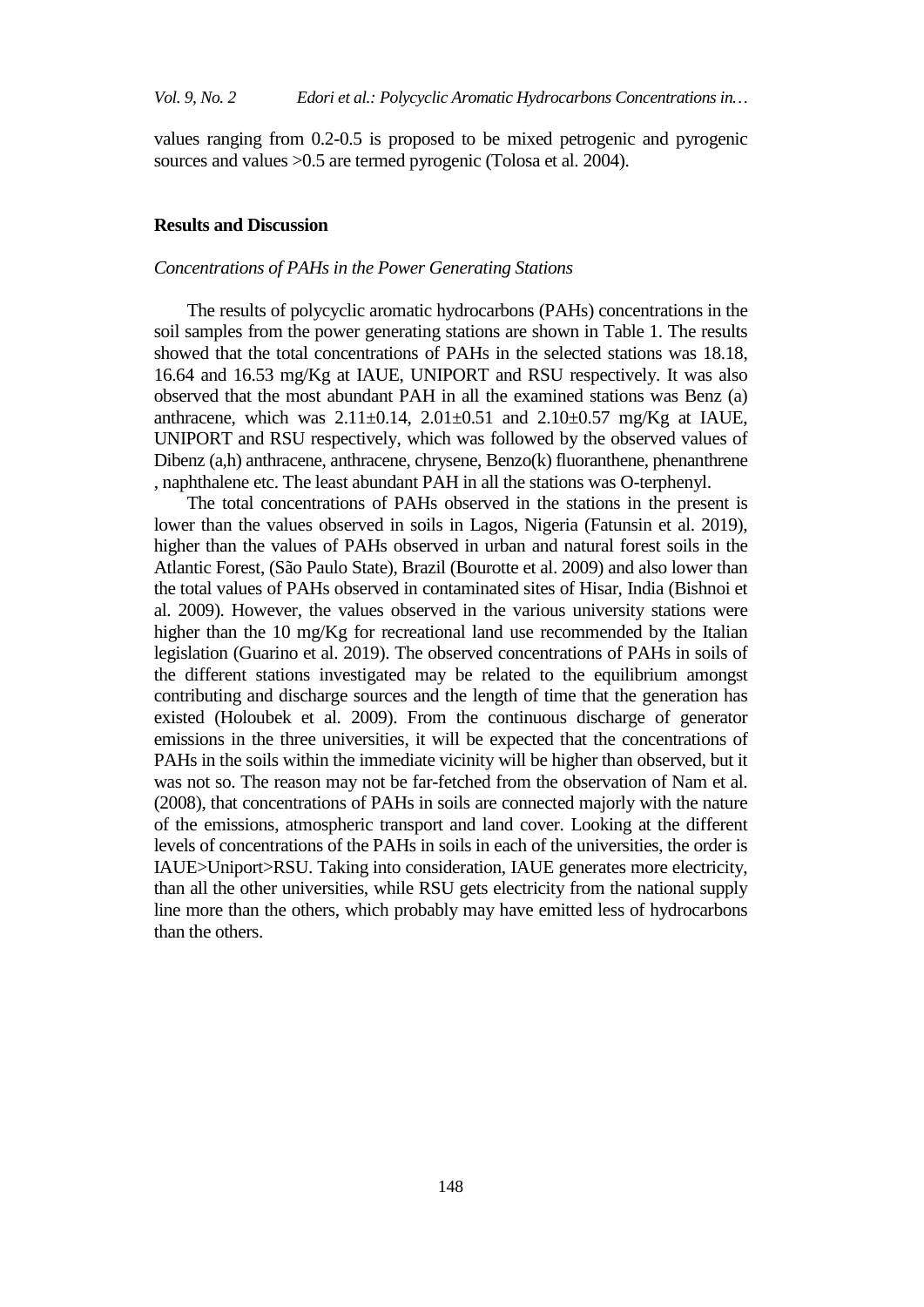values ranging from 0.2-0.5 is proposed to be mixed petrogenic and pyrogenic sources and values >0.5 are termed pyrogenic (Tolosa et al. 2004).

## Results and Discussion

### *Concentrations of PAHs in the Power Generating Stations*

The results of polycyclic aromatic hydrocarbons (PAHs) concentrations in the soil samples from the power generating stations are shown in Table 1. The results showed that the total concentrations of PAHs in the selected stations was 18.18, 16.64 and 16.53 mg/Kg at IAUE, UNIPORT and RSU respectively. It was also observed that the most abundant PAH in all the examined stations was Benz (a) anthracene, which was $2.11 \pm 0.14$, $2.01 \pm 0.51$ and $2.10 \pm 0.57$ mg/Kg at IAUE, UNIPORT and RSU respectively, which was followed by the observed values of Dibenz (a,h) anthracene, anthracene, chrysene, Benzo(k) fluoranthene, phenanthrene , naphthalene etc. The least abundant PAH in all the stations was O-terphenyl.

The total concentrations of PAHs observed in the stations in the present is lower than the values observed in soils in Lagos, Nigeria (Fatunsin et al. 2019), higher than the values of PAHs observed in urban and natural forest soils in the Atlantic Forest, (São Paulo State), Brazil (Bourotte et al. 2009) and also lower than the total values of PAHs observed in contaminated sites of Hisar, India (Bishnoi et al. 2009). However, the values observed in the various university stations were higher than the 10 mg/Kg for recreational land use recommended by the Italian legislation (Guarino et al. 2019). The observed concentrations of PAHs in soils of the different stations investigated may be related to the equilibrium amongst contributing and discharge sources and the length of time that the generation has existed (Holoubek et al. 2009). From the continuous discharge of generator emissions in the three universities, it will be expected that the concentrations of PAHs in the soils within the immediate vicinity will be higher than observed, but it was not so. The reason may not be far-fetched from the observation of Nam et al. (2008), that concentrations of PAHs in soils are connected majorly with the nature of the emissions, atmospheric transport and land cover. Looking at the different levels of concentrations of the PAHs in soils in each of the universities, the order is IAUE>Uniport>RSU. Taking into consideration, IAUE generates more electricity, than all the other universities, while RSU gets electricity from the national supply line more than the others, which probably may have emitted less of hydrocarbons than the others.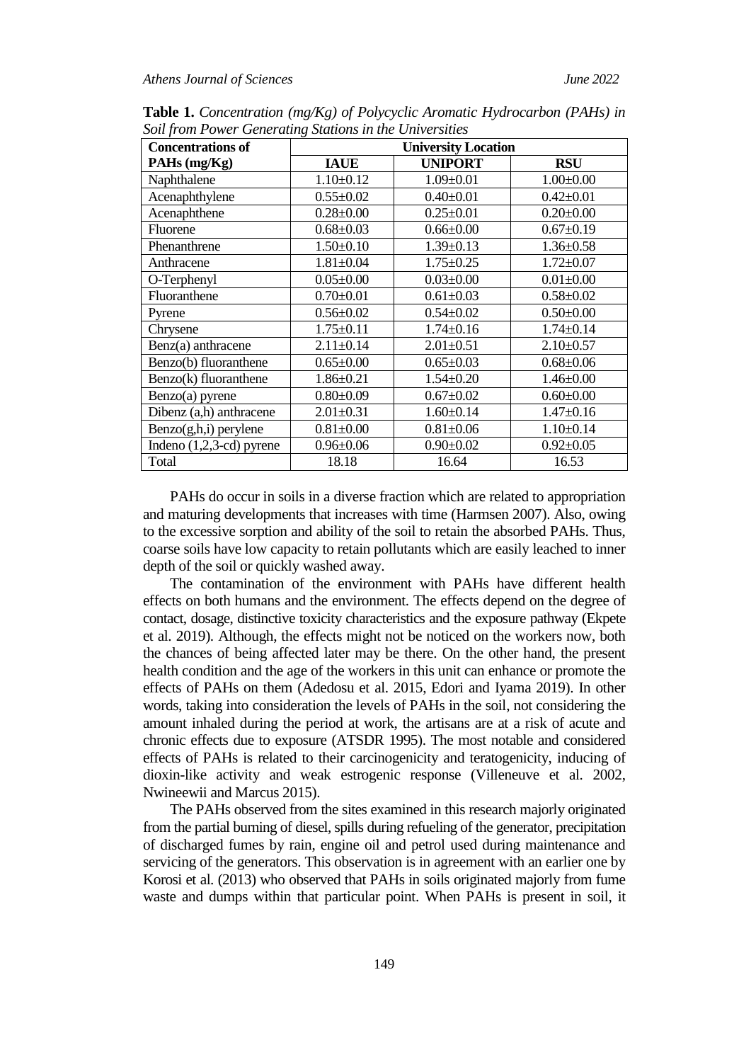**Table 1.** *Concentration (mg/Kg) of Polycyclic Aromatic Hydrocarbon (PAHs) in Soil from Power Generating Stations in the Universities*

| Concentrations of PAHs (mg/Kg) | University Location | | |
|---|---|---|---|
| | **IAUE** | **UNIPORT** | **RSU** |
| Naphthalene | 1.10±0.12 | 1.09±0.01 | 1.00±0.00 |
| Acenaphthylene | 0.55±0.02 | 0.40±0.01 | 0.42±0.01 |
| Acenaphthene | 0.28±0.00 | 0.25±0.01 | 0.20±0.00 |
| Fluorene | 0.68±0.03 | 0.66±0.00 | 0.67±0.19 |
| Phenanthrene | 1.50±0.10 | 1.39±0.13 | 1.36±0.58 |
| Anthracene | 1.81±0.04 | 1.75±0.25 | 1.72±0.07 |
| O-Terphenyl | 0.05±0.00 | 0.03±0.00 | 0.01±0.00 |
| Fluoranthene | 0.70±0.01 | 0.61±0.03 | 0.58±0.02 |
| Pyrene | 0.56±0.02 | 0.54±0.02 | 0.50±0.00 |
| Chrysene | 1.75±0.11 | 1.74±0.16 | 1.74±0.14 |
| Benz(a) anthracene | 2.11±0.14 | 2.01±0.51 | 2.10±0.57 |
| Benzo(b) fluoranthene | 0.65±0.00 | 0.65±0.03 | 0.68±0.06 |
| Benzo(k) fluoranthene | 1.86±0.21 | 1.54±0.20 | 1.46±0.00 |
| Benzo(a) pyrene | 0.80±0.09 | 0.67±0.02 | 0.60±0.00 |
| Dibenz (a,h) anthracene | 2.01±0.31 | 1.60±0.14 | 1.47±0.16 |
| Benzo(g,h,i) perylene | 0.81±0.00 | 0.81±0.06 | 1.10±0.14 |
| Indeno (1,2,3-cd) pyrene | 0.96±0.06 | 0.90±0.02 | 0.92±0.05 |
| Total | 18.18 | 16.64 | 16.53 |

PAHs do occur in soils in a diverse fraction which are related to appropriation and maturing developments that increases with time (Harmsen 2007). Also, owing to the excessive sorption and ability of the soil to retain the absorbed PAHs. Thus, coarse soils have low capacity to retain pollutants which are easily leached to inner depth of the soil or quickly washed away.

The contamination of the environment with PAHs have different health effects on both humans and the environment. The effects depend on the degree of contact, dosage, distinctive toxicity characteristics and the exposure pathway (Ekpete et al. 2019). Although, the effects might not be noticed on the workers now, both the chances of being affected later may be there. On the other hand, the present health condition and the age of the workers in this unit can enhance or promote the effects of PAHs on them (Adedosu et al. 2015, Edori and Iyama 2019). In other words, taking into consideration the levels of PAHs in the soil, not considering the amount inhaled during the period at work, the artisans are at a risk of acute and chronic effects due to exposure (ATSDR 1995). The most notable and considered effects of PAHs is related to their carcinogenicity and teratogenicity, inducing of dioxin-like activity and weak estrogenic response (Villeneuve et al. 2002, Nwineewii and Marcus 2015).

The PAHs observed from the sites examined in this research majorly originated from the partial burning of diesel, spills during refueling of the generator, precipitation of discharged fumes by rain, engine oil and petrol used during maintenance and servicing of the generators. This observation is in agreement with an earlier one by Korosi et al. (2013) who observed that PAHs in soils originated majorly from fume waste and dumps within that particular point. When PAHs is present in soil, it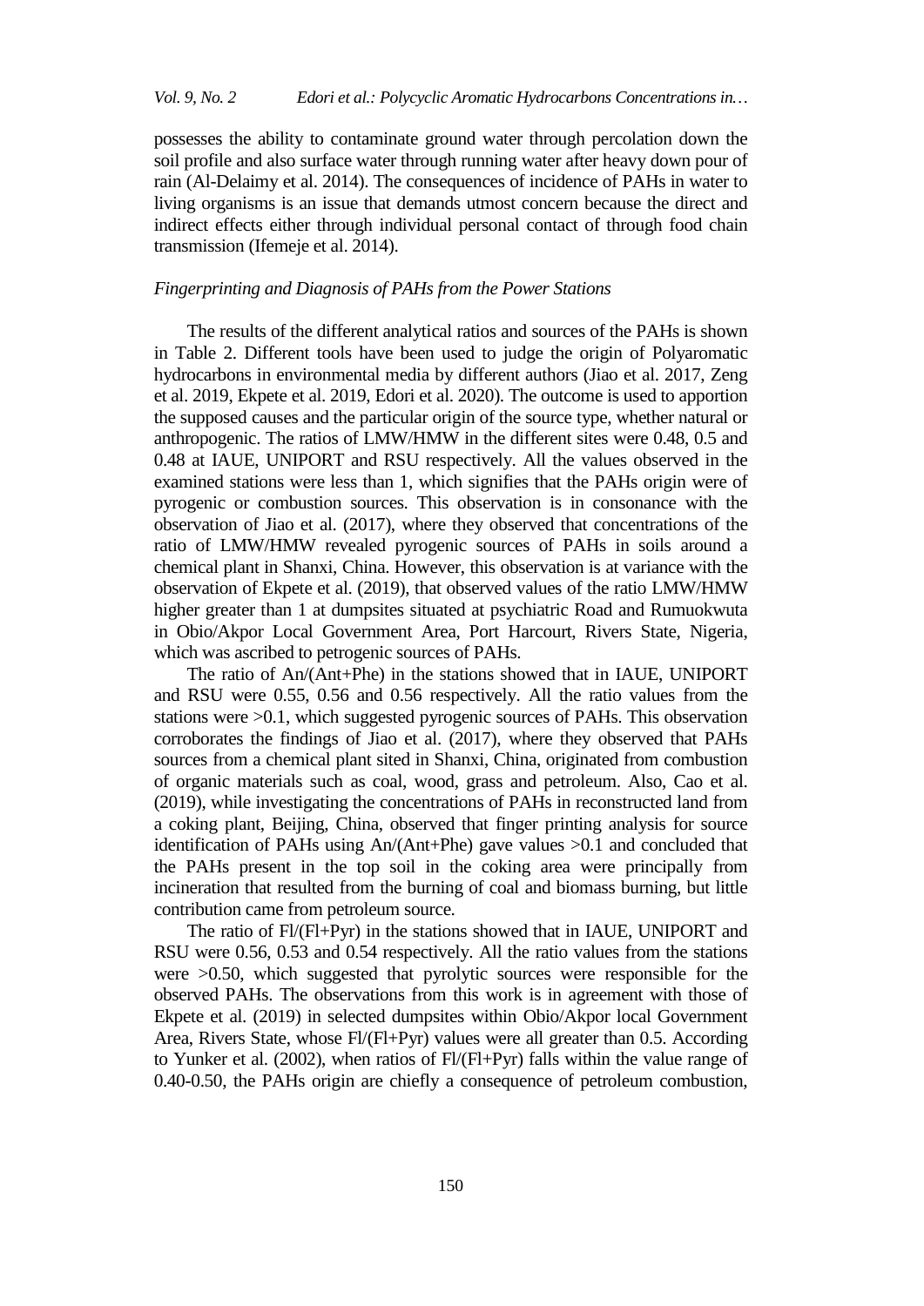possesses the ability to contaminate ground water through percolation down the soil profile and also surface water through running water after heavy down pour of rain (Al-Delaimy et al. 2014). The consequences of incidence of PAHs in water to living organisms is an issue that demands utmost concern because the direct and indirect effects either through individual personal contact of through food chain transmission (Ifemeje et al. 2014).

### *Fingerprinting and Diagnosis of PAHs from the Power Stations*

The results of the different analytical ratios and sources of the PAHs is shown in Table 2. Different tools have been used to judge the origin of Polyaromatic hydrocarbons in environmental media by different authors (Jiao et al. 2017, Zeng et al. 2019, Ekpete et al. 2019, Edori et al. 2020). The outcome is used to apportion the supposed causes and the particular origin of the source type, whether natural or anthropogenic. The ratios of LMW/HMW in the different sites were 0.48, 0.5 and 0.48 at IAUE, UNIPORT and RSU respectively. All the values observed in the examined stations were less than 1, which signifies that the PAHs origin were of pyrogenic or combustion sources. This observation is in consonance with the observation of Jiao et al. (2017), where they observed that concentrations of the ratio of LMW/HMW revealed pyrogenic sources of PAHs in soils around a chemical plant in Shanxi, China. However, this observation is at variance with the observation of Ekpete et al. (2019), that observed values of the ratio LMW/HMW higher greater than 1 at dumpsites situated at psychiatric Road and Rumuokwuta in Obio/Akpor Local Government Area, Port Harcourt, Rivers State, Nigeria, which was ascribed to petrogenic sources of PAHs.

The ratio of An/(Ant+Phe) in the stations showed that in IAUE, UNIPORT and RSU were 0.55, 0.56 and 0.56 respectively. All the ratio values from the stations were >0.1, which suggested pyrogenic sources of PAHs. This observation corroborates the findings of Jiao et al. (2017), where they observed that PAHs sources from a chemical plant sited in Shanxi, China, originated from combustion of organic materials such as coal, wood, grass and petroleum. Also, Cao et al. (2019), while investigating the concentrations of PAHs in reconstructed land from a coking plant, Beijing, China, observed that finger printing analysis for source identification of PAHs using An/(Ant+Phe) gave values >0.1 and concluded that the PAHs present in the top soil in the coking area were principally from incineration that resulted from the burning of coal and biomass burning, but little contribution came from petroleum source.

The ratio of Fl/(Fl+Pyr) in the stations showed that in IAUE, UNIPORT and RSU were 0.56, 0.53 and 0.54 respectively. All the ratio values from the stations were >0.50, which suggested that pyrolytic sources were responsible for the observed PAHs. The observations from this work is in agreement with those of Ekpete et al. (2019) in selected dumpsites within Obio/Akpor local Government Area, Rivers State, whose Fl/(Fl+Pyr) values were all greater than 0.5. According to Yunker et al. (2002), when ratios of Fl/(Fl+Pyr) falls within the value range of 0.40-0.50, the PAHs origin are chiefly a consequence of petroleum combustion,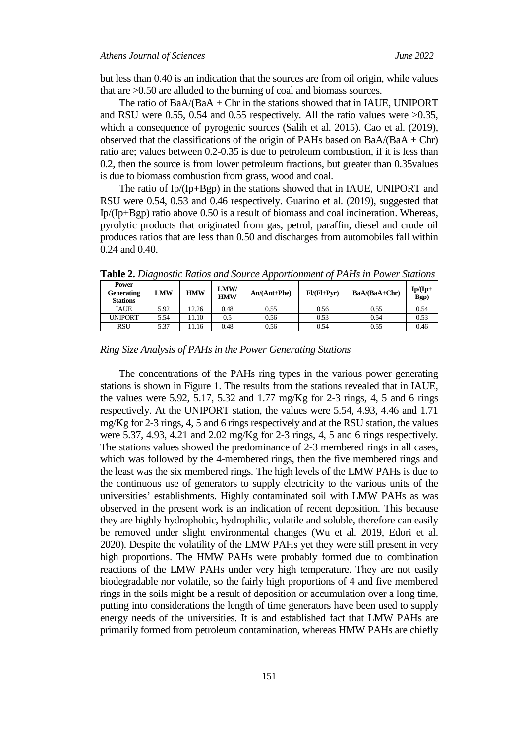but less than 0.40 is an indication that the sources are from oil origin, while values that are >0.50 are alluded to the burning of coal and biomass sources.

The ratio of BaA/(BaA + Chr in the stations showed that in IAUE, UNIPORT and RSU were 0.55, 0.54 and 0.55 respectively. All the ratio values were >0.35, which a consequence of pyrogenic sources (Salih et al. 2015). Cao et al. (2019), observed that the classifications of the origin of PAHs based on BaA/(BaA + Chr) ratio are; values between 0.2-0.35 is due to petroleum combustion, if it is less than 0.2, then the source is from lower petroleum fractions, but greater than 0.35values is due to biomass combustion from grass, wood and coal.

The ratio of Ip/(Ip+Bgp) in the stations showed that in IAUE, UNIPORT and RSU were 0.54, 0.53 and 0.46 respectively. Guarino et al. (2019), suggested that Ip/(Ip+Bgp) ratio above 0.50 is a result of biomass and coal incineration. Whereas, pyrolytic products that originated from gas, petrol, paraffin, diesel and crude oil produces ratios that are less than 0.50 and discharges from automobiles fall within 0.24 and 0.40.

**Table 2.** *Diagnostic Ratios and Source Apportionment of PAHs in Power Stations*

| Power Generating Stations | LMW | HMW | LMW/ HMW | An/(Ant+Phe) | Fl/(Fl+Pyr) | BaA/(BaA+Chr) | Ip/(Ip+ Bgp) |
|---|---|---|---|---|---|---|---|
| IAUE | 5.92 | 12.26 | 0.48 | 0.55 | 0.56 | 0.55 | 0.54 |
| UNIPORT | 5.54 | 11.10 | 0.5 | 0.56 | 0.53 | 0.54 | 0.53 |
| RSU | 5.37 | 11.16 | 0.48 | 0.56 | 0.54 | 0.55 | 0.46 |

*Ring Size Analysis of PAHs in the Power Generating Stations*

The concentrations of the PAHs ring types in the various power generating stations is shown in Figure 1. The results from the stations revealed that in IAUE, the values were 5.92, 5.17, 5.32 and 1.77 mg/Kg for 2-3 rings, 4, 5 and 6 rings respectively. At the UNIPORT station, the values were 5.54, 4.93, 4.46 and 1.71 mg/Kg for 2-3 rings, 4, 5 and 6 rings respectively and at the RSU station, the values were 5.37, 4.93, 4.21 and 2.02 mg/Kg for 2-3 rings, 4, 5 and 6 rings respectively. The stations values showed the predominance of 2-3 membered rings in all cases, which was followed by the 4-membered rings, then the five membered rings and the least was the six membered rings. The high levels of the LMW PAHs is due to the continuous use of generators to supply electricity to the various units of the universities' establishments. Highly contaminated soil with LMW PAHs as was observed in the present work is an indication of recent deposition. This because they are highly hydrophobic, hydrophilic, volatile and soluble, therefore can easily be removed under slight environmental changes (Wu et al. 2019, Edori et al. 2020). Despite the volatility of the LMW PAHs yet they were still present in very high proportions. The HMW PAHs were probably formed due to combination reactions of the LMW PAHs under very high temperature. They are not easily biodegradable nor volatile, so the fairly high proportions of 4 and five membered rings in the soils might be a result of deposition or accumulation over a long time, putting into considerations the length of time generators have been used to supply energy needs of the universities. It is and established fact that LMW PAHs are primarily formed from petroleum contamination, whereas HMW PAHs are chiefly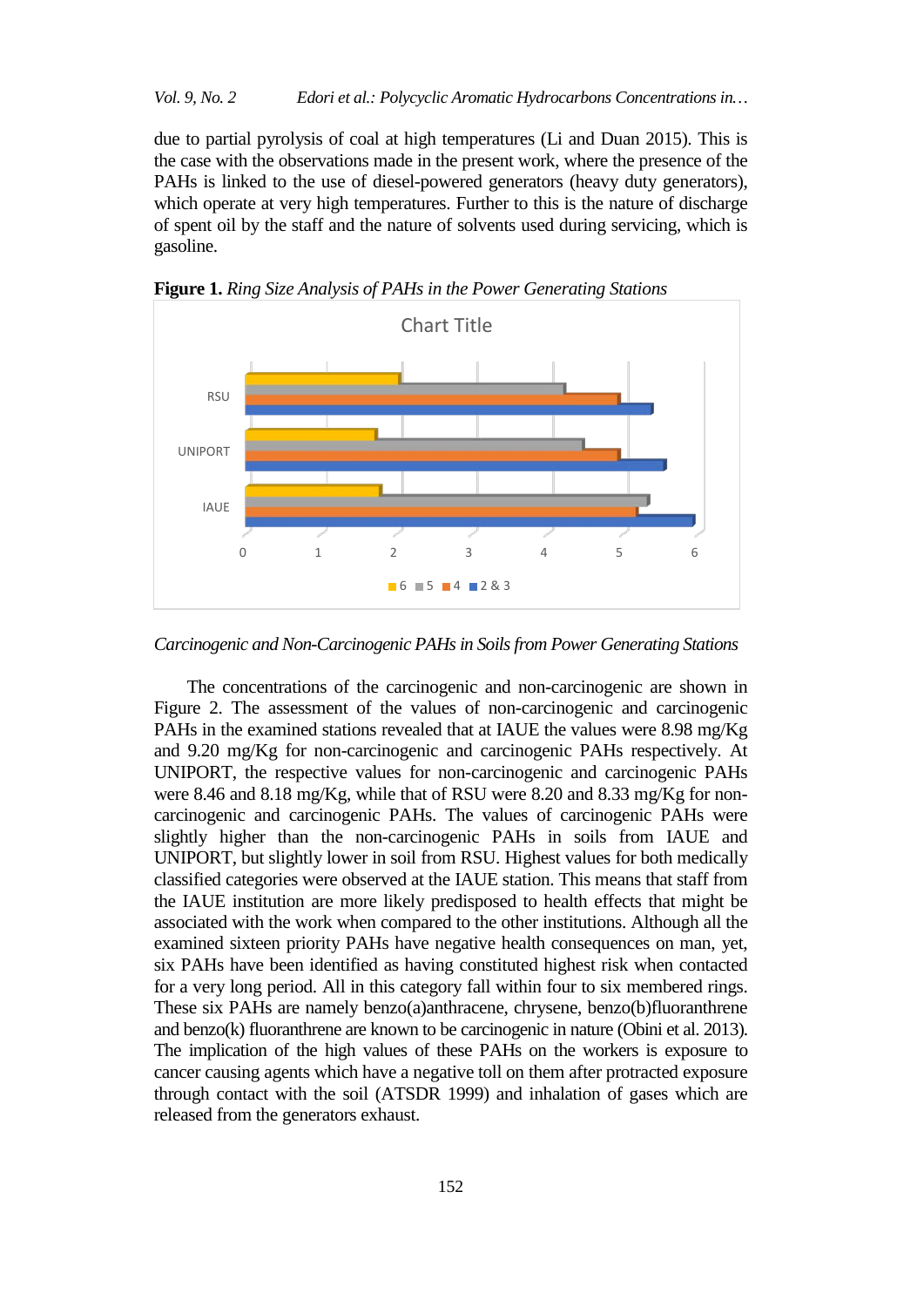due to partial pyrolysis of coal at high temperatures (Li and Duan 2015). This is the case with the observations made in the present work, where the presence of the PAHs is linked to the use of diesel-powered generators (heavy duty generators), which operate at very high temperatures. Further to this is the nature of discharge of spent oil by the staff and the nature of solvents used during servicing, which is gasoline.

**Figure 1.** *Ring Size Analysis of PAHs in the Power Generating Stations*

*Carcinogenic and Non-Carcinogenic PAHs in Soils from Power Generating Stations*

The concentrations of the carcinogenic and non-carcinogenic are shown in Figure 2. The assessment of the values of non-carcinogenic and carcinogenic PAHs in the examined stations revealed that at IAUE the values were 8.98 mg/Kg and 9.20 mg/Kg for non-carcinogenic and carcinogenic PAHs respectively. At UNIPORT, the respective values for non-carcinogenic and carcinogenic PAHs were 8.46 and 8.18 mg/Kg, while that of RSU were 8.20 and 8.33 mg/Kg for non-carcinogenic and carcinogenic PAHs. The values of carcinogenic PAHs were slightly higher than the non-carcinogenic PAHs in soils from IAUE and UNIPORT, but slightly lower in soil from RSU. Highest values for both medically classified categories were observed at the IAUE station. This means that staff from the IAUE institution are more likely predisposed to health effects that might be associated with the work when compared to the other institutions. Although all the examined sixteen priority PAHs have negative health consequences on man, yet, six PAHs have been identified as having constituted highest risk when contacted for a very long period. All in this category fall within four to six membered rings. These six PAHs are namely benzo(a)anthracene, chrysene, benzo(b)fluoranthrene and benzo(k) fluoranthrene are known to be carcinogenic in nature (Obini et al. 2013). The implication of the high values of these PAHs on the workers is exposure to cancer causing agents which have a negative toll on them after protracted exposure through contact with the soil (ATSDR 1999) and inhalation of gases which are released from the generators exhaust.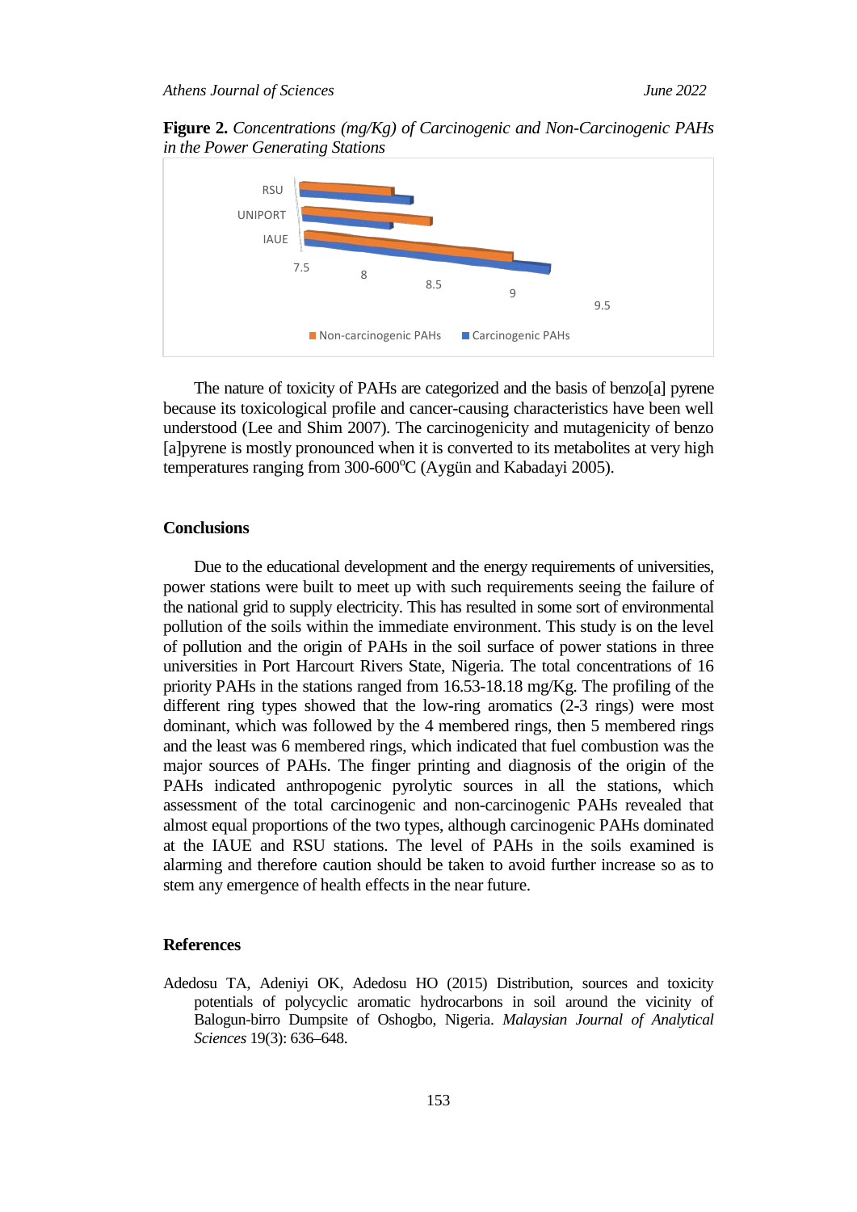**Figure 2.** *Concentrations (mg/Kg) of Carcinogenic and Non-Carcinogenic PAHs in the Power Generating Stations*

The nature of toxicity of PAHs are categorized and the basis of benzo[a] pyrene because its toxicological profile and cancer-causing characteristics have been well understood (Lee and Shim 2007). The carcinogenicity and mutagenicity of benzo [a]pyrene is mostly pronounced when it is converted to its metabolites at very high temperatures ranging from 300-600$^{o}$C (Aygün and Kabadayi 2005).

## Conclusions

Due to the educational development and the energy requirements of universities, power stations were built to meet up with such requirements seeing the failure of the national grid to supply electricity. This has resulted in some sort of environmental pollution of the soils within the immediate environment. This study is on the level of pollution and the origin of PAHs in the soil surface of power stations in three universities in Port Harcourt Rivers State, Nigeria. The total concentrations of 16 priority PAHs in the stations ranged from 16.53-18.18 mg/Kg. The profiling of the different ring types showed that the low-ring aromatics (2-3 rings) were most dominant, which was followed by the 4 membered rings, then 5 membered rings and the least was 6 membered rings, which indicated that fuel combustion was the major sources of PAHs. The finger printing and diagnosis of the origin of the PAHs indicated anthropogenic pyrolytic sources in all the stations, which assessment of the total carcinogenic and non-carcinogenic PAHs revealed that almost equal proportions of the two types, although carcinogenic PAHs dominated at the IAUE and RSU stations. The level of PAHs in the soils examined is alarming and therefore caution should be taken to avoid further increase so as to stem any emergence of health effects in the near future.

## References

Adedosu TA, Adeniyi OK, Adedosu HO (2015) Distribution, sources and toxicity potentials of polycyclic aromatic hydrocarbons in soil around the vicinity of Balogun-birro Dumpsite of Oshogbo, Nigeria. *Malaysian Journal of Analytical Sciences* 19(3): 636–648.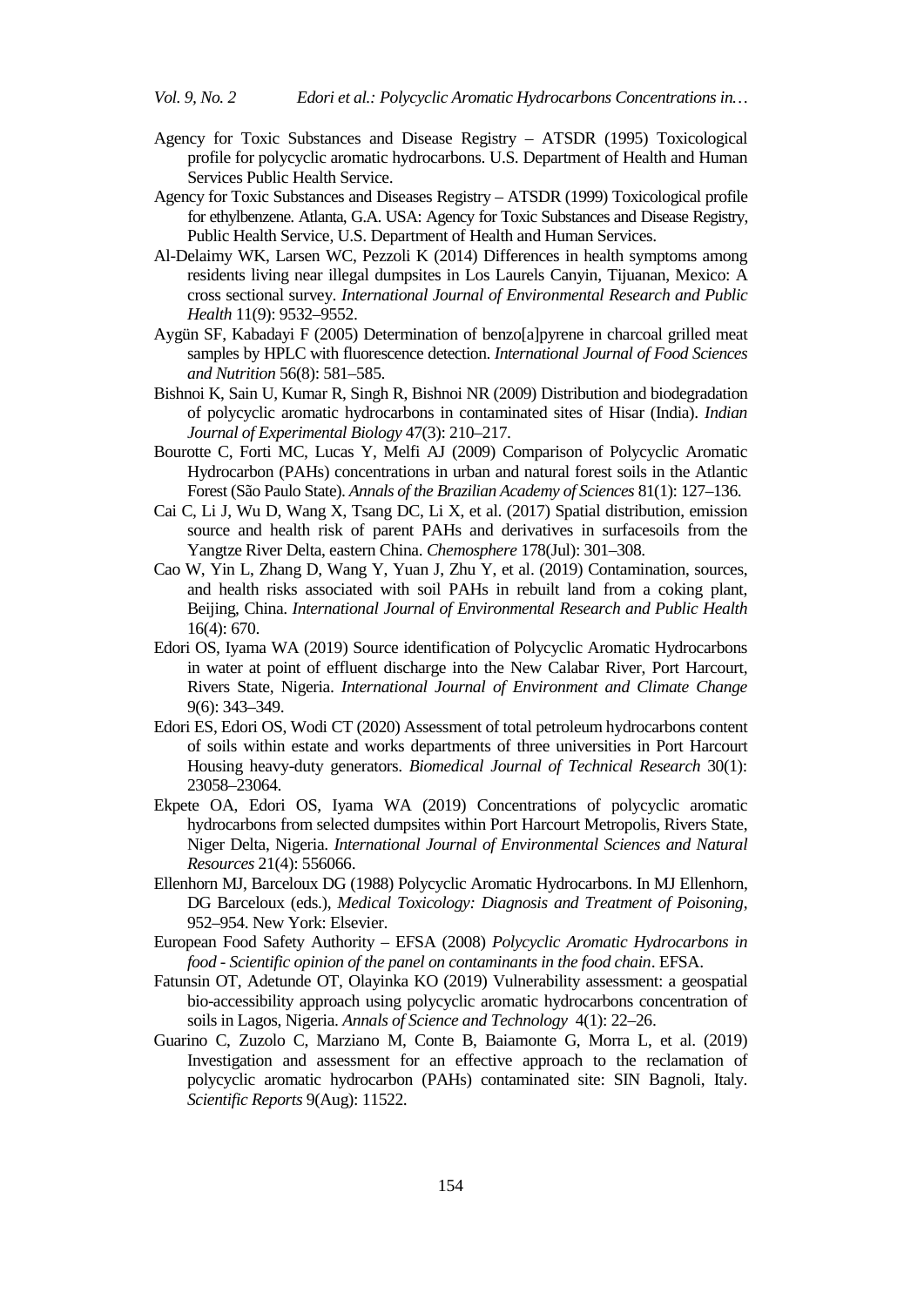Agency for Toxic Substances and Disease Registry – ATSDR (1995) Toxicological profile for polycyclic aromatic hydrocarbons. U.S. Department of Health and Human Services Public Health Service.

Agency for Toxic Substances and Diseases Registry – ATSDR (1999) Toxicological profile for ethylbenzene. Atlanta, G.A. USA: Agency for Toxic Substances and Disease Registry, Public Health Service, U.S. Department of Health and Human Services.

Al-Delaimy WK, Larsen WC, Pezzoli K (2014) Differences in health symptoms among residents living near illegal dumpsites in Los Laurels Canyin, Tijuanan, Mexico: A cross sectional survey. *International Journal of Environmental Research and Public Health* 11(9): 9532–9552.

Aygün SF, Kabadayi F (2005) Determination of benzo[a]pyrene in charcoal grilled meat samples by HPLC with fluorescence detection. *International Journal of Food Sciences and Nutrition* 56(8): 581–585.

Bishnoi K, Sain U, Kumar R, Singh R, Bishnoi NR (2009) Distribution and biodegradation of polycyclic aromatic hydrocarbons in contaminated sites of Hisar (India). *Indian Journal of Experimental Biology* 47(3): 210–217.

Bourotte C, Forti MC, Lucas Y, Melfi AJ (2009) Comparison of Polycyclic Aromatic Hydrocarbon (PAHs) concentrations in urban and natural forest soils in the Atlantic Forest (São Paulo State). *Annals of the Brazilian Academy of Sciences* 81(1): 127–136.

Cai C, Li J, Wu D, Wang X, Tsang DC, Li X, et al. (2017) Spatial distribution, emission source and health risk of parent PAHs and derivatives in surfacesoils from the Yangtze River Delta, eastern China. *Chemosphere* 178(Jul): 301–308.

Cao W, Yin L, Zhang D, Wang Y, Yuan J, Zhu Y, et al. (2019) Contamination, sources, and health risks associated with soil PAHs in rebuilt land from a coking plant, Beijing, China. *International Journal of Environmental Research and Public Health* 16(4): 670.

Edori OS, Iyama WA (2019) Source identification of Polycyclic Aromatic Hydrocarbons in water at point of effluent discharge into the New Calabar River, Port Harcourt, Rivers State, Nigeria. *International Journal of Environment and Climate Change* 9(6): 343–349.

Edori ES, Edori OS, Wodi CT (2020) Assessment of total petroleum hydrocarbons content of soils within estate and works departments of three universities in Port Harcourt Housing heavy-duty generators. *Biomedical Journal of Technical Research* 30(1): 23058–23064.

Ekpete OA, Edori OS, Iyama WA (2019) Concentrations of polycyclic aromatic hydrocarbons from selected dumpsites within Port Harcourt Metropolis, Rivers State, Niger Delta, Nigeria. *International Journal of Environmental Sciences and Natural Resources* 21(4): 556066.

Ellenhorn MJ, Barceloux DG (1988) Polycyclic Aromatic Hydrocarbons. In MJ Ellenhorn, DG Barceloux (eds.), *Medical Toxicology: Diagnosis and Treatment of Poisoning*, 952–954. New York: Elsevier.

European Food Safety Authority – EFSA (2008) *Polycyclic Aromatic Hydrocarbons in food - Scientific opinion of the panel on contaminants in the food chain*. EFSA.

Fatunsin OT, Adetunde OT, Olayinka KO (2019) Vulnerability assessment: a geospatial bio-accessibility approach using polycyclic aromatic hydrocarbons concentration of soils in Lagos, Nigeria. *Annals of Science and Technology* 4(1): 22–26.

Guarino C, Zuzolo C, Marziano M, Conte B, Baiamonte G, Morra L, et al. (2019) Investigation and assessment for an effective approach to the reclamation of polycyclic aromatic hydrocarbon (PAHs) contaminated site: SIN Bagnoli, Italy. *Scientific Reports* 9(Aug): 11522.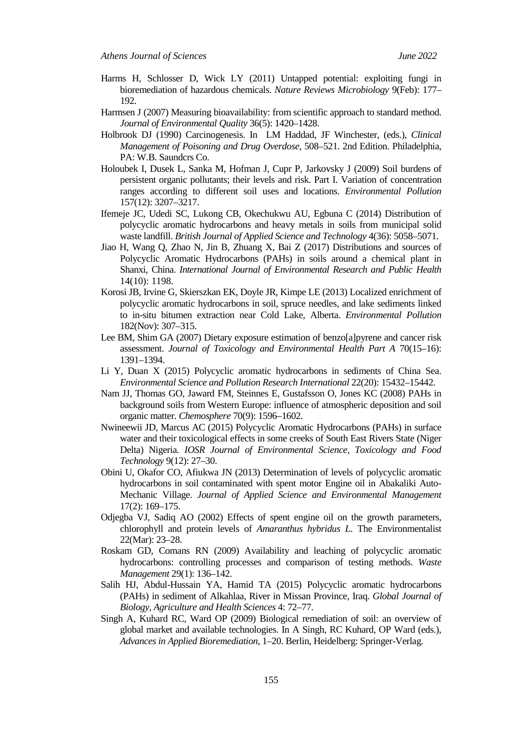Harms H, Schlosser D, Wick LY (2011) Untapped potential: exploiting fungi in bioremediation of hazardous chemicals. *Nature Reviews Microbiology* 9(Feb): 177–192.

Harmsen J (2007) Measuring bioavailability: from scientific approach to standard method. *Journal of Environmental Quality* 36(5): 1420–1428.

Holbrook DJ (1990) Carcinogenesis. In LM Haddad, JF Winchester, (eds.), *Clinical Management of Poisoning and Drug Overdose*, 508–521. 2nd Edition. Philadelphia, PA: W.B. Saundcrs Co.

Holoubek I, Dusek L, Sanka M, Hofman J, Cupr P, Jarkovsky J (2009) Soil burdens of persistent organic pollutants; their levels and risk. Part I. Variation of concentration ranges according to different soil uses and locations. *Environmental Pollution* 157(12): 3207–3217.

Ifemeje JC, Udedi SC, Lukong CB, Okechukwu AU, Egbuna C (2014) Distribution of polycyclic aromatic hydrocarbons and heavy metals in soils from municipal solid waste landfill. *British Journal of Applied Science and Technology* 4(36): 5058–5071.

Jiao H, Wang Q, Zhao N, Jin B, Zhuang X, Bai Z (2017) Distributions and sources of Polycyclic Aromatic Hydrocarbons (PAHs) in soils around a chemical plant in Shanxi, China. *International Journal of Environmental Research and Public Health* 14(10): 1198.

Korosi JB, Irvine G, Skierszkan EK, Doyle JR, Kimpe LE (2013) Localized enrichment of polycyclic aromatic hydrocarbons in soil, spruce needles, and lake sediments linked to in-situ bitumen extraction near Cold Lake, Alberta. *Environmental Pollution* 182(Nov): 307–315.

Lee BM, Shim GA (2007) Dietary exposure estimation of benzo[a]pyrene and cancer risk assessment. *Journal of Toxicology and Environmental Health Part A* 70(15–16): 1391–1394.

Li Y, Duan X (2015) Polycyclic aromatic hydrocarbons in sediments of China Sea. *Environmental Science and Pollution Research International* 22(20): 15432–15442.

Nam JJ, Thomas GO, Jaward FM, Steinnes E, Gustafsson O, Jones KC (2008) PAHs in background soils from Western Europe: influence of atmospheric deposition and soil organic matter. *Chemosphere* 70(9): 1596–1602.

Nwineewii JD, Marcus AC (2015) Polycyclic Aromatic Hydrocarbons (PAHs) in surface water and their toxicological effects in some creeks of South East Rivers State (Niger Delta) Nigeria*. IOSR Journal of Environmental Science, Toxicology and Food Technology* 9(12): 27–30.

Obini U, Okafor CO, Afiukwa JN (2013) Determination of levels of polycyclic aromatic hydrocarbons in soil contaminated with spent motor Engine oil in Abakaliki Auto-Mechanic Village. *Journal of Applied Science and Environmental Management* 17(2): 169–175.

Odjegba VJ, Sadiq AO (2002) Effects of spent engine oil on the growth parameters, chlorophyll and protein levels of *Amaranthus hybridus L*. The Environmentalist 22(Mar): 23–28.

Roskam GD, Comans RN (2009) Availability and leaching of polycyclic aromatic hydrocarbons: controlling processes and comparison of testing methods. *Waste Management* 29(1): 136–142.

Salih HJ, Abdul-Hussain YA, Hamid TA (2015) Polycyclic aromatic hydrocarbons (PAHs) in sediment of Alkahlaa, River in Missan Province, Iraq. *Global Journal of Biology, Agriculture and Health Sciences* 4: 72–77.

Singh A, Kuhard RC, Ward OP (2009) Biological remediation of soil: an overview of global market and available technologies. In A Singh, RC Kuhard, OP Ward (eds.), *Advances in Applied Bioremediation*, 1–20. Berlin, Heidelberg: Springer-Verlag.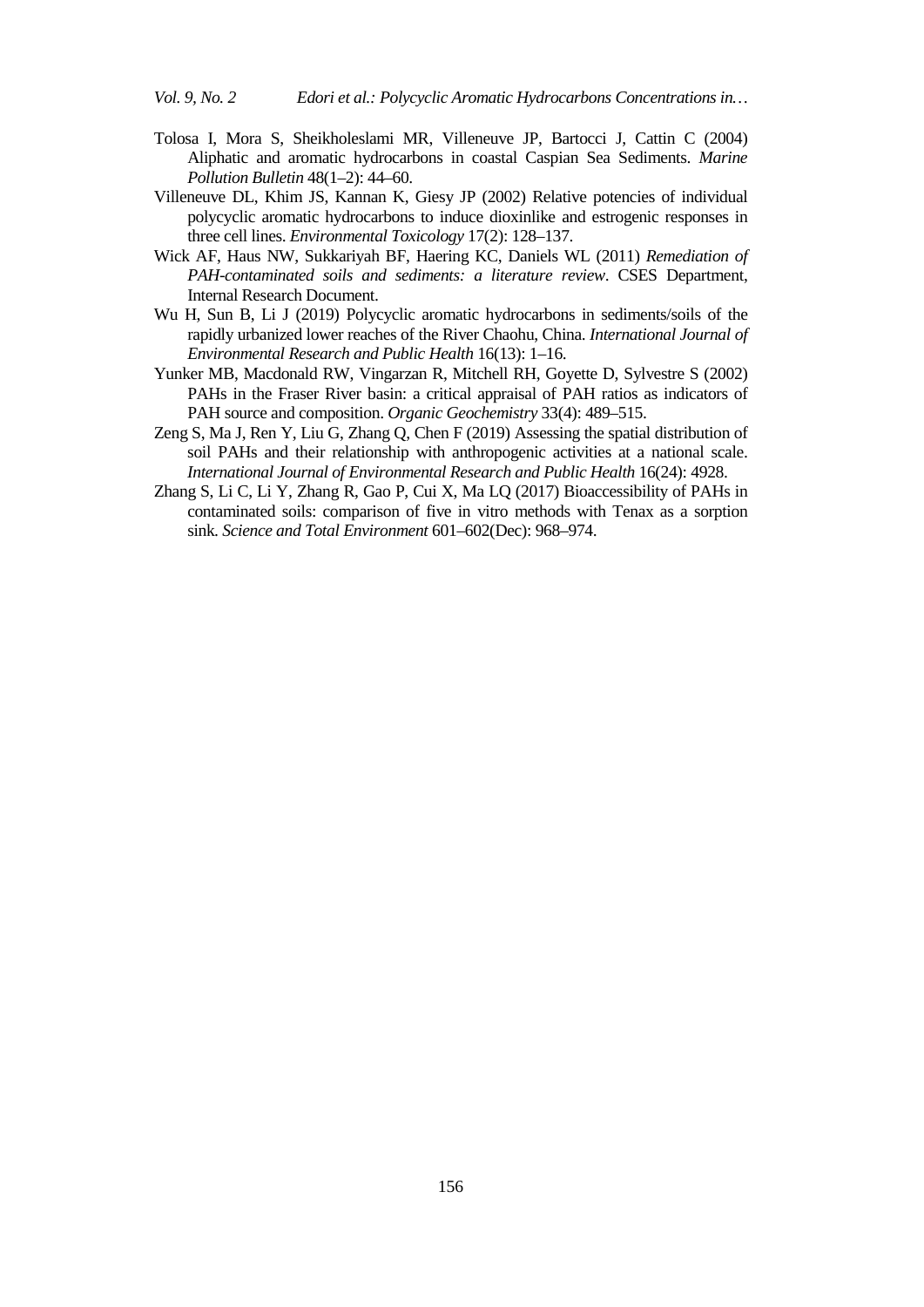Tolosa I, Mora S, Sheikholeslami MR, Villeneuve JP, Bartocci J, Cattin C (2004) Aliphatic and aromatic hydrocarbons in coastal Caspian Sea Sediments. *Marine Pollution Bulletin* 48(1–2): 44–60.

Villeneuve DL, Khim JS, Kannan K, Giesy JP (2002) Relative potencies of individual polycyclic aromatic hydrocarbons to induce dioxinlike and estrogenic responses in three cell lines. *Environmental Toxicology* 17(2): 128–137.

Wick AF, Haus NW, Sukkariyah BF, Haering KC, Daniels WL (2011) *Remediation of PAH-contaminated soils and sediments: a literature review*. CSES Department, Internal Research Document.

Wu H, Sun B, Li J (2019) Polycyclic aromatic hydrocarbons in sediments/soils of the rapidly urbanized lower reaches of the River Chaohu, China. *International Journal of Environmental Research and Public Health* 16(13): 1–16.

Yunker MB, Macdonald RW, Vingarzan R, Mitchell RH, Goyette D, Sylvestre S (2002) PAHs in the Fraser River basin: a critical appraisal of PAH ratios as indicators of PAH source and composition. *Organic Geochemistry* 33(4): 489–515.

Zeng S, Ma J, Ren Y, Liu G, Zhang Q, Chen F (2019) Assessing the spatial distribution of soil PAHs and their relationship with anthropogenic activities at a national scale. *International Journal of Environmental Research and Public Health* 16(24): 4928.

Zhang S, Li C, Li Y, Zhang R, Gao P, Cui X, Ma LQ (2017) Bioaccessibility of PAHs in contaminated soils: comparison of five in vitro methods with Tenax as a sorption sink. *Science and Total Environment* 601–602(Dec): 968–974.